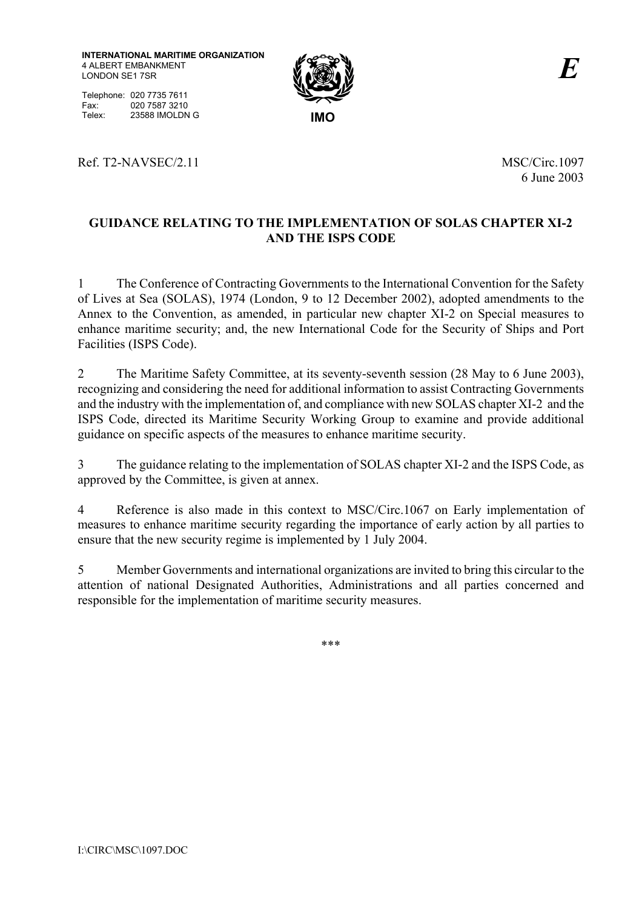**INTERNATIONAL MARITIME ORGANIZATION**
4 ALBERT EMBANKMENT
LONDON SE1 7SR

Telephone: 020 7735 7611
Fax: 020 7587 3210
Telex: 23588 IMOLDN G

**IMO**

***E***

Ref. T2-NAVSEC/2.11

MSC/Circ.1097
6 June 2003

# GUIDANCE RELATING TO THE IMPLEMENTATION OF SOLAS CHAPTER XI-2 AND THE ISPS CODE

1 The Conference of Contracting Governments to the International Convention for the Safety of Lives at Sea (SOLAS), 1974 (London, 9 to 12 December 2002), adopted amendments to the Annex to the Convention, as amended, in particular new chapter XI-2 on Special measures to enhance maritime security; and, the new International Code for the Security of Ships and Port Facilities (ISPS Code).

2 The Maritime Safety Committee, at its seventy-seventh session (28 May to 6 June 2003), recognizing and considering the need for additional information to assist Contracting Governments and the industry with the implementation of, and compliance with new SOLAS chapter XI-2 and the ISPS Code, directed its Maritime Security Working Group to examine and provide additional guidance on specific aspects of the measures to enhance maritime security.

3 The guidance relating to the implementation of SOLAS chapter XI-2 and the ISPS Code, as approved by the Committee, is given at annex.

4 Reference is also made in this context to MSC/Circ.1067 on Early implementation of measures to enhance maritime security regarding the importance of early action by all parties to ensure that the new security regime is implemented by 1 July 2004.

5 Member Governments and international organizations are invited to bring this circular to the attention of national Designated Authorities, Administrations and all parties concerned and responsible for the implementation of maritime security measures.

\*\*\*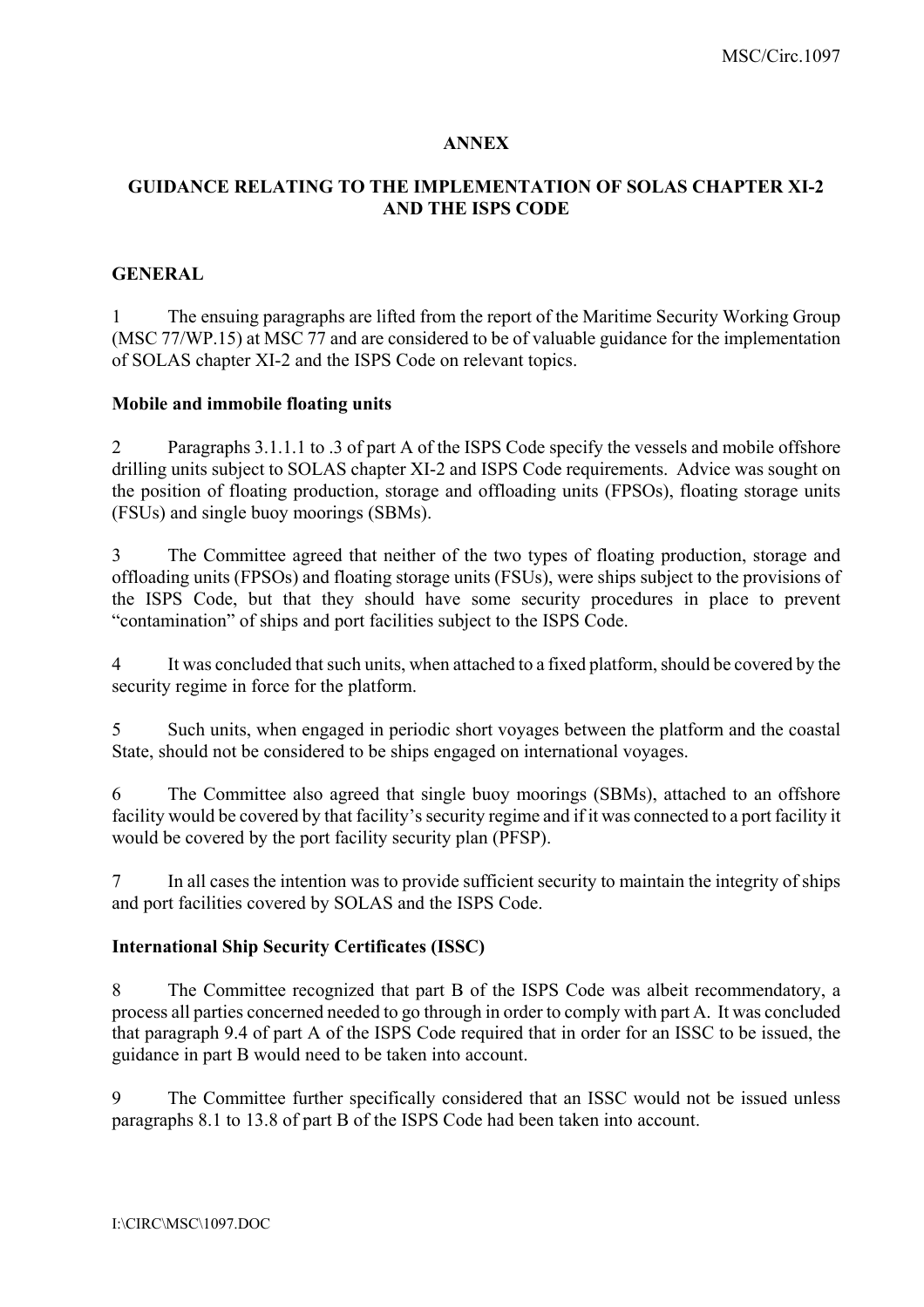# ANNEX

## GUIDANCE RELATING TO THE IMPLEMENTATION OF SOLAS CHAPTER XI-2 AND THE ISPS CODE

### GENERAL

1 The ensuing paragraphs are lifted from the report of the Maritime Security Working Group (MSC 77/WP.15) at MSC 77 and are considered to be of valuable guidance for the implementation of SOLAS chapter XI-2 and the ISPS Code on relevant topics.

**Mobile and immobile floating units**

2 Paragraphs 3.1.1.1 to .3 of part A of the ISPS Code specify the vessels and mobile offshore drilling units subject to SOLAS chapter XI-2 and ISPS Code requirements. Advice was sought on the position of floating production, storage and offloading units (FPSOs), floating storage units (FSUs) and single buoy moorings (SBMs).

3 The Committee agreed that neither of the two types of floating production, storage and offloading units (FPSOs) and floating storage units (FSUs), were ships subject to the provisions of the ISPS Code, but that they should have some security procedures in place to prevent "contamination" of ships and port facilities subject to the ISPS Code.

4 It was concluded that such units, when attached to a fixed platform, should be covered by the security regime in force for the platform.

5 Such units, when engaged in periodic short voyages between the platform and the coastal State, should not be considered to be ships engaged on international voyages.

6 The Committee also agreed that single buoy moorings (SBMs), attached to an offshore facility would be covered by that facility's security regime and if it was connected to a port facility it would be covered by the port facility security plan (PFSP).

7 In all cases the intention was to provide sufficient security to maintain the integrity of ships and port facilities covered by SOLAS and the ISPS Code.

**International Ship Security Certificates (ISSC)**

8 The Committee recognized that part B of the ISPS Code was albeit recommendatory, a process all parties concerned needed to go through in order to comply with part A. It was concluded that paragraph 9.4 of part A of the ISPS Code required that in order for an ISSC to be issued, the guidance in part B would need to be taken into account.

9 The Committee further specifically considered that an ISSC would not be issued unless paragraphs 8.1 to 13.8 of part B of the ISPS Code had been taken into account.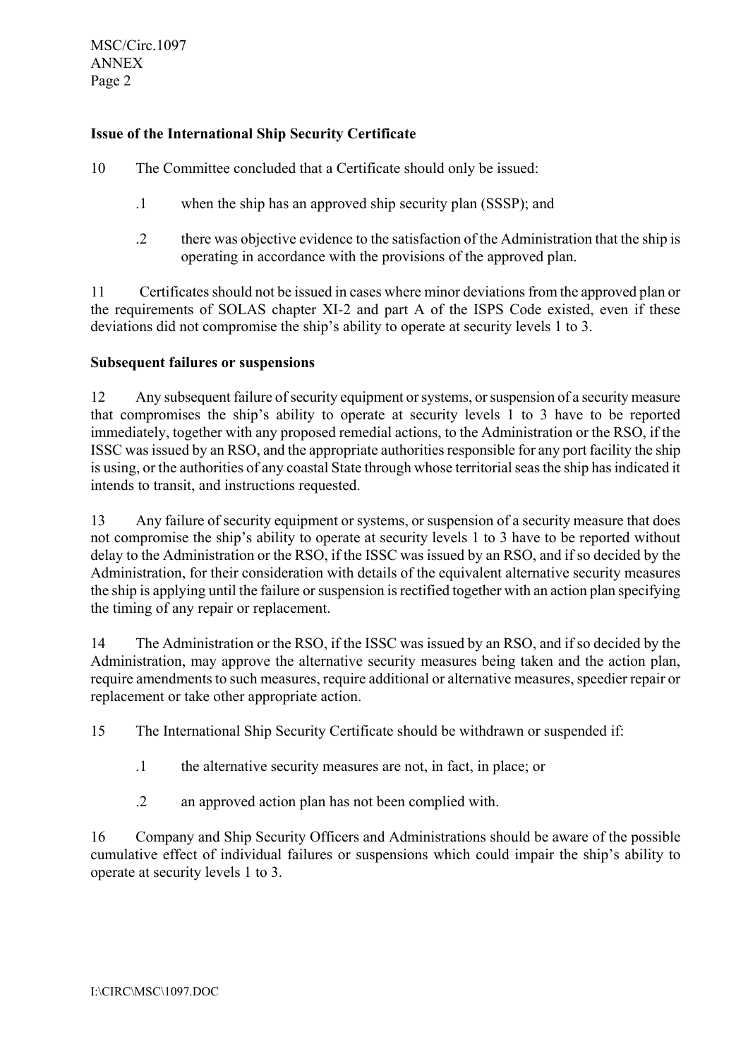### Issue of the International Ship Security Certificate

10 The Committee concluded that a Certificate should only be issued:

.1 when the ship has an approved ship security plan (SSSP); and

.2 there was objective evidence to the satisfaction of the Administration that the ship is operating in accordance with the provisions of the approved plan.

11 Certificates should not be issued in cases where minor deviations from the approved plan or the requirements of SOLAS chapter XI-2 and part A of the ISPS Code existed, even if these deviations did not compromise the ship's ability to operate at security levels 1 to 3.

### Subsequent failures or suspensions

12 Any subsequent failure of security equipment or systems, or suspension of a security measure that compromises the ship's ability to operate at security levels 1 to 3 have to be reported immediately, together with any proposed remedial actions, to the Administration or the RSO, if the ISSC was issued by an RSO, and the appropriate authorities responsible for any port facility the ship is using, or the authorities of any coastal State through whose territorial seas the ship has indicated it intends to transit, and instructions requested.

13 Any failure of security equipment or systems, or suspension of a security measure that does not compromise the ship's ability to operate at security levels 1 to 3 have to be reported without delay to the Administration or the RSO, if the ISSC was issued by an RSO, and if so decided by the Administration, for their consideration with details of the equivalent alternative security measures the ship is applying until the failure or suspension is rectified together with an action plan specifying the timing of any repair or replacement.

14 The Administration or the RSO, if the ISSC was issued by an RSO, and if so decided by the Administration, may approve the alternative security measures being taken and the action plan, require amendments to such measures, require additional or alternative measures, speedier repair or replacement or take other appropriate action.

15 The International Ship Security Certificate should be withdrawn or suspended if:

.1 the alternative security measures are not, in fact, in place; or

.2 an approved action plan has not been complied with.

16 Company and Ship Security Officers and Administrations should be aware of the possible cumulative effect of individual failures or suspensions which could impair the ship's ability to operate at security levels 1 to 3.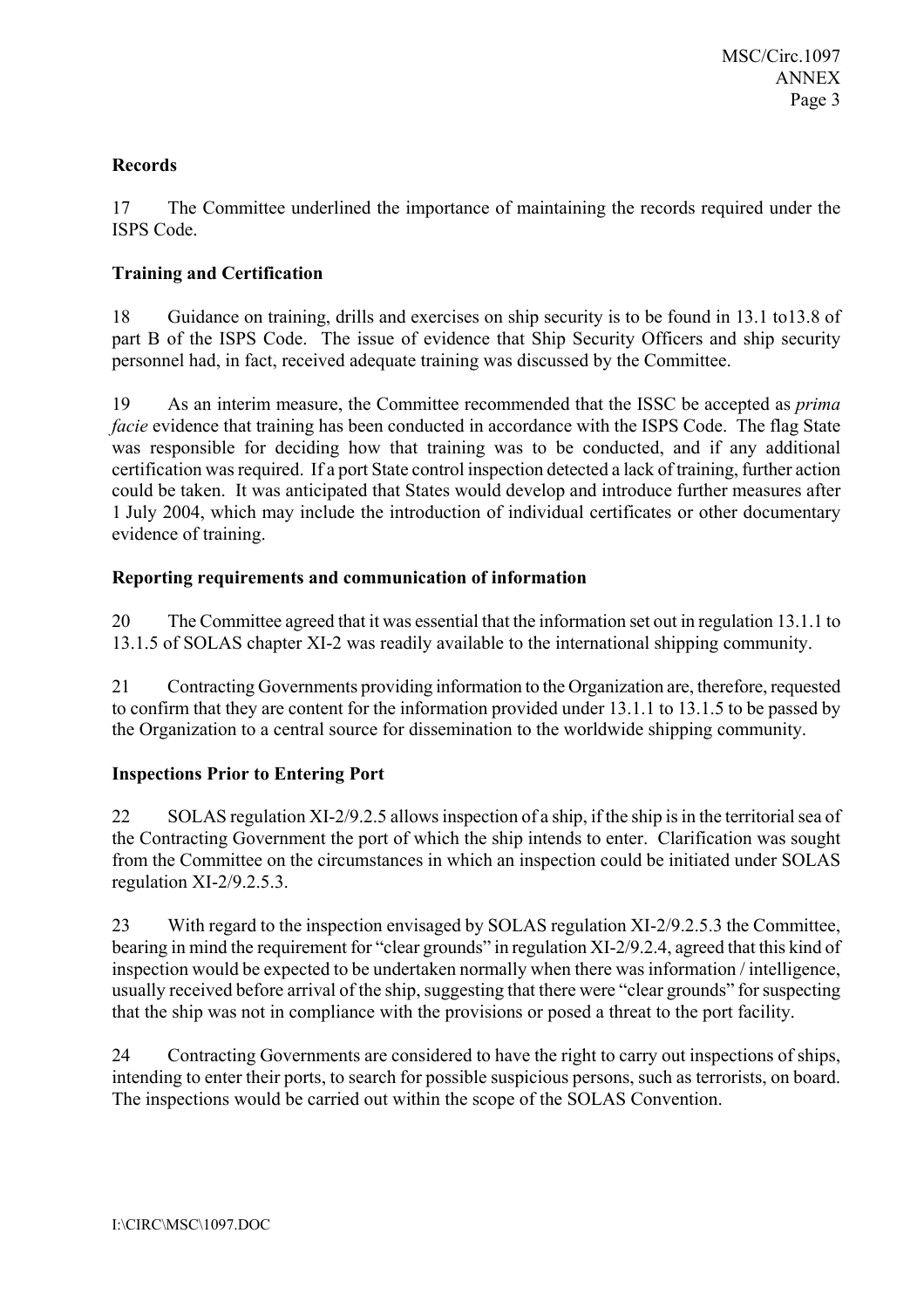## Records

17 The Committee underlined the importance of maintaining the records required under the ISPS Code.

## Training and Certification

18 Guidance on training, drills and exercises on ship security is to be found in 13.1 to13.8 of part B of the ISPS Code. The issue of evidence that Ship Security Officers and ship security personnel had, in fact, received adequate training was discussed by the Committee.

19 As an interim measure, the Committee recommended that the ISSC be accepted as *prima facie* evidence that training has been conducted in accordance with the ISPS Code. The flag State was responsible for deciding how that training was to be conducted, and if any additional certification was required. If a port State control inspection detected a lack of training, further action could be taken. It was anticipated that States would develop and introduce further measures after 1 July 2004, which may include the introduction of individual certificates or other documentary evidence of training.

## Reporting requirements and communication of information

20 The Committee agreed that it was essential that the information set out in regulation 13.1.1 to 13.1.5 of SOLAS chapter XI-2 was readily available to the international shipping community.

21 Contracting Governments providing information to the Organization are, therefore, requested to confirm that they are content for the information provided under 13.1.1 to 13.1.5 to be passed by the Organization to a central source for dissemination to the worldwide shipping community.

## Inspections Prior to Entering Port

22 SOLAS regulation XI-2/9.2.5 allows inspection of a ship, if the ship is in the territorial sea of the Contracting Government the port of which the ship intends to enter. Clarification was sought from the Committee on the circumstances in which an inspection could be initiated under SOLAS regulation XI-2/9.2.5.3.

23 With regard to the inspection envisaged by SOLAS regulation XI-2/9.2.5.3 the Committee, bearing in mind the requirement for "clear grounds" in regulation XI-2/9.2.4, agreed that this kind of inspection would be expected to be undertaken normally when there was information / intelligence, usually received before arrival of the ship, suggesting that there were "clear grounds" for suspecting that the ship was not in compliance with the provisions or posed a threat to the port facility.

24 Contracting Governments are considered to have the right to carry out inspections of ships, intending to enter their ports, to search for possible suspicious persons, such as terrorists, on board. The inspections would be carried out within the scope of the SOLAS Convention.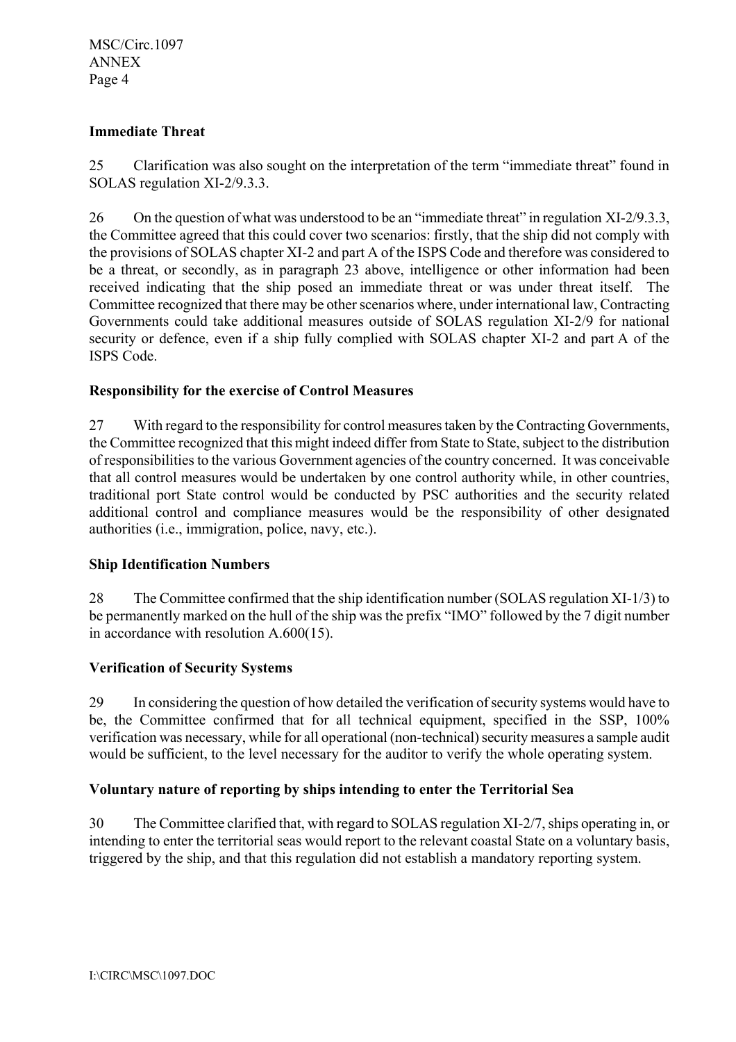**Immediate Threat**

25 Clarification was also sought on the interpretation of the term "immediate threat" found in SOLAS regulation XI-2/9.3.3.

26 On the question of what was understood to be an "immediate threat" in regulation XI-2/9.3.3, the Committee agreed that this could cover two scenarios: firstly, that the ship did not comply with the provisions of SOLAS chapter XI-2 and part A of the ISPS Code and therefore was considered to be a threat, or secondly, as in paragraph 23 above, intelligence or other information had been received indicating that the ship posed an immediate threat or was under threat itself. The Committee recognized that there may be other scenarios where, under international law, Contracting Governments could take additional measures outside of SOLAS regulation XI-2/9 for national security or defence, even if a ship fully complied with SOLAS chapter XI-2 and part A of the ISPS Code.

**Responsibility for the exercise of Control Measures**

27 With regard to the responsibility for control measures taken by the Contracting Governments, the Committee recognized that this might indeed differ from State to State, subject to the distribution of responsibilities to the various Government agencies of the country concerned. It was conceivable that all control measures would be undertaken by one control authority while, in other countries, traditional port State control would be conducted by PSC authorities and the security related additional control and compliance measures would be the responsibility of other designated authorities (i.e., immigration, police, navy, etc.).

**Ship Identification Numbers**

28 The Committee confirmed that the ship identification number (SOLAS regulation XI-1/3) to be permanently marked on the hull of the ship was the prefix "IMO" followed by the 7 digit number in accordance with resolution A.600(15).

**Verification of Security Systems**

29 In considering the question of how detailed the verification of security systems would have to be, the Committee confirmed that for all technical equipment, specified in the SSP, 100% verification was necessary, while for all operational (non-technical) security measures a sample audit would be sufficient, to the level necessary for the auditor to verify the whole operating system.

**Voluntary nature of reporting by ships intending to enter the Territorial Sea**

30 The Committee clarified that, with regard to SOLAS regulation XI-2/7, ships operating in, or intending to enter the territorial seas would report to the relevant coastal State on a voluntary basis, triggered by the ship, and that this regulation did not establish a mandatory reporting system.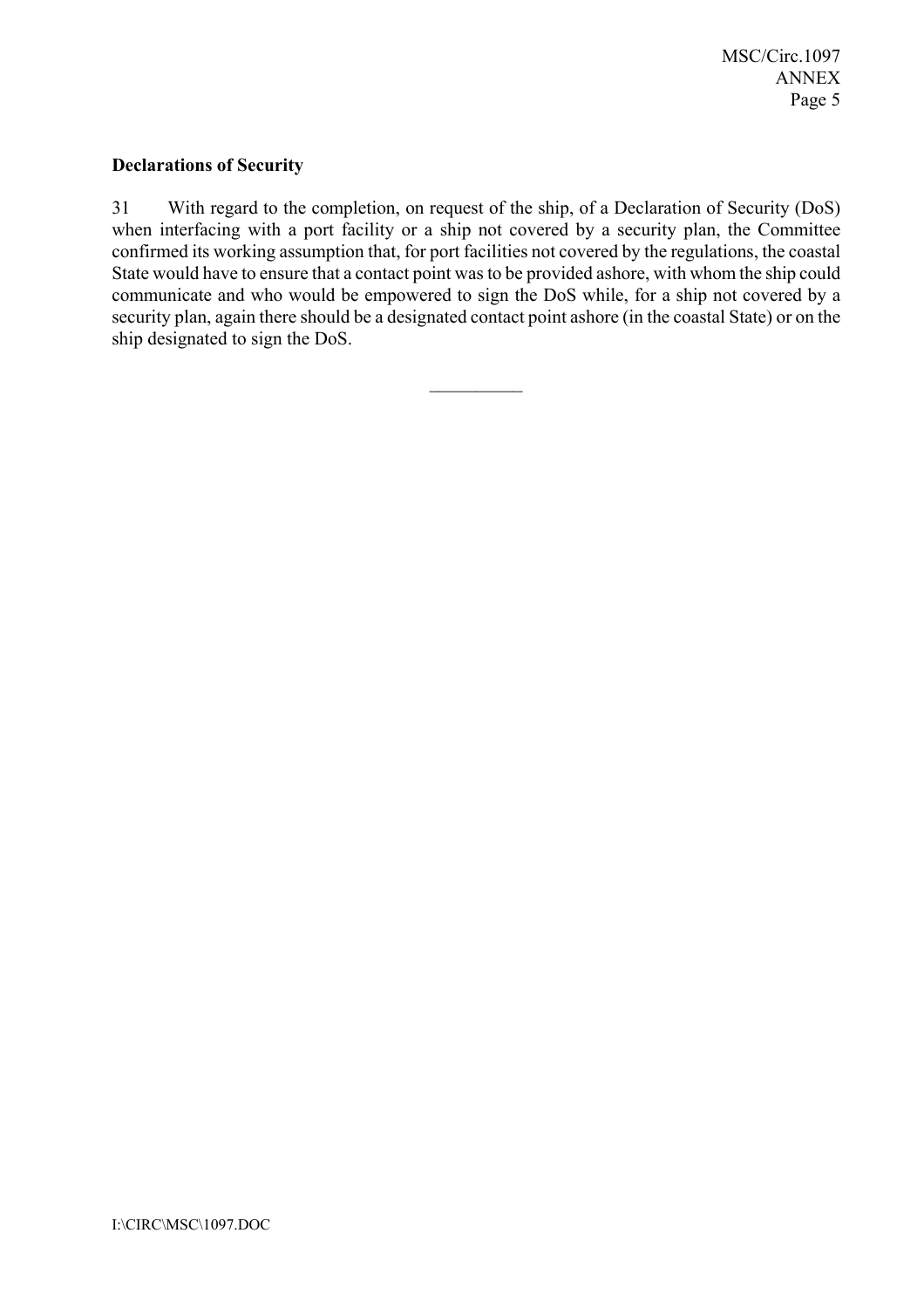**Declarations of Security**

31 With regard to the completion, on request of the ship, of a Declaration of Security (DoS) when interfacing with a port facility or a ship not covered by a security plan, the Committee confirmed its working assumption that, for port facilities not covered by the regulations, the coastal State would have to ensure that a contact point was to be provided ashore, with whom the ship could communicate and who would be empowered to sign the DoS while, for a ship not covered by a security plan, again there should be a designated contact point ashore (in the coastal State) or on the ship designated to sign the DoS.

\_\_\_\_\_\_\_\_\_\_